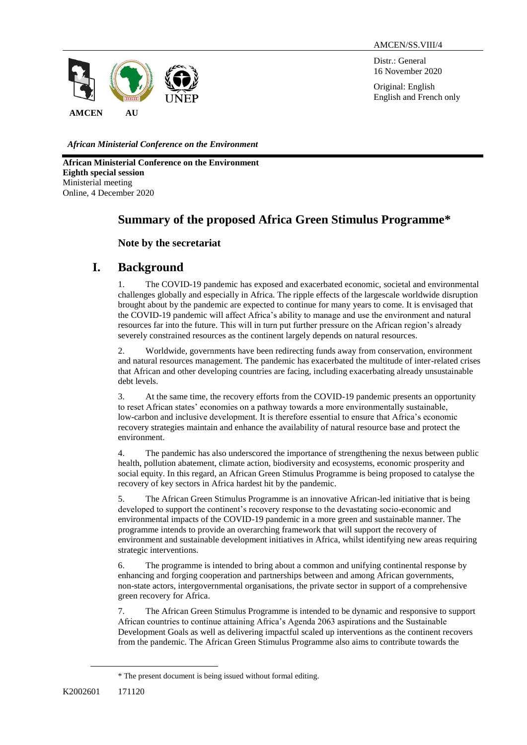AMCEN/SS.VIII/4

Distr.: General
16 November 2020

Original: English
English and French only

AMCEN AU UNEP

*African Ministerial Conference on the Environment*

**African Ministerial Conference on the Environment**
**Eighth special session**
Ministerial meeting
Online, 4 December 2020

# Summary of the proposed Africa Green Stimulus Programme*

## Note by the secretariat

## I. Background

1. The COVID-19 pandemic has exposed and exacerbated economic, societal and environmental challenges globally and especially in Africa. The ripple effects of the largescale worldwide disruption brought about by the pandemic are expected to continue for many years to come. It is envisaged that the COVID-19 pandemic will affect Africa's ability to manage and use the environment and natural resources far into the future. This will in turn put further pressure on the African region's already severely constrained resources as the continent largely depends on natural resources.

2. Worldwide, governments have been redirecting funds away from conservation, environment and natural resources management. The pandemic has exacerbated the multitude of inter-related crises that African and other developing countries are facing, including exacerbating already unsustainable debt levels.

3. At the same time, the recovery efforts from the COVID-19 pandemic presents an opportunity to reset African states' economies on a pathway towards a more environmentally sustainable, low-carbon and inclusive development. It is therefore essential to ensure that Africa's economic recovery strategies maintain and enhance the availability of natural resource base and protect the environment.

4. The pandemic has also underscored the importance of strengthening the nexus between public health, pollution abatement, climate action, biodiversity and ecosystems, economic prosperity and social equity. In this regard, an African Green Stimulus Programme is being proposed to catalyse the recovery of key sectors in Africa hardest hit by the pandemic.

5. The African Green Stimulus Programme is an innovative African-led initiative that is being developed to support the continent's recovery response to the devastating socio-economic and environmental impacts of the COVID-19 pandemic in a more green and sustainable manner. The programme intends to provide an overarching framework that will support the recovery of environment and sustainable development initiatives in Africa, whilst identifying new areas requiring strategic interventions.

6. The programme is intended to bring about a common and unifying continental response by enhancing and forging cooperation and partnerships between and among African governments, non-state actors, intergovernmental organisations, the private sector in support of a comprehensive green recovery for Africa.

7. The African Green Stimulus Programme is intended to be dynamic and responsive to support African countries to continue attaining Africa's Agenda 2063 aspirations and the Sustainable Development Goals as well as delivering impactful scaled up interventions as the continent recovers from the pandemic. The African Green Stimulus Programme also aims to contribute towards the

\* The present document is being issued without formal editing.

K2002601 171120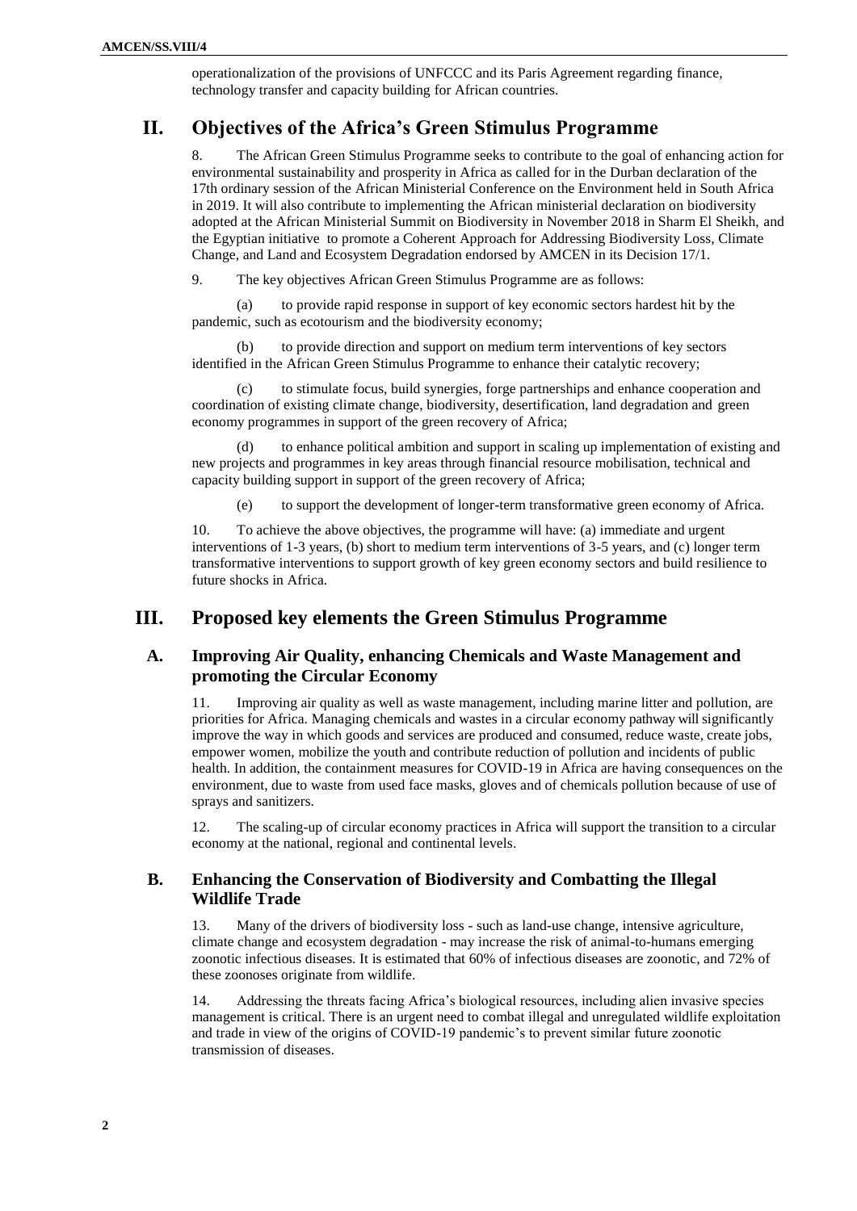operationalization of the provisions of UNFCCC and its Paris Agreement regarding finance, technology transfer and capacity building for African countries.

# II. Objectives of the Africa's Green Stimulus Programme

8. The African Green Stimulus Programme seeks to contribute to the goal of enhancing action for environmental sustainability and prosperity in Africa as called for in the Durban declaration of the 17th ordinary session of the African Ministerial Conference on the Environment held in South Africa in 2019. It will also contribute to implementing the African ministerial declaration on biodiversity adopted at the African Ministerial Summit on Biodiversity in November 2018 in Sharm El Sheikh, and the Egyptian initiative to promote a Coherent Approach for Addressing Biodiversity Loss, Climate Change, and Land and Ecosystem Degradation endorsed by AMCEN in its Decision 17/1.

9. The key objectives African Green Stimulus Programme are as follows:

(a) to provide rapid response in support of key economic sectors hardest hit by the pandemic, such as ecotourism and the biodiversity economy;

(b) to provide direction and support on medium term interventions of key sectors identified in the African Green Stimulus Programme to enhance their catalytic recovery;

(c) to stimulate focus, build synergies, forge partnerships and enhance cooperation and coordination of existing climate change, biodiversity, desertification, land degradation and green economy programmes in support of the green recovery of Africa;

(d) to enhance political ambition and support in scaling up implementation of existing and new projects and programmes in key areas through financial resource mobilisation, technical and capacity building support in support of the green recovery of Africa;

(e) to support the development of longer-term transformative green economy of Africa.

10. To achieve the above objectives, the programme will have: (a) immediate and urgent interventions of 1-3 years, (b) short to medium term interventions of 3-5 years, and (c) longer term transformative interventions to support growth of key green economy sectors and build resilience to future shocks in Africa.

# III. Proposed key elements the Green Stimulus Programme

## A. Improving Air Quality, enhancing Chemicals and Waste Management and promoting the Circular Economy

11. Improving air quality as well as waste management, including marine litter and pollution, are priorities for Africa. Managing chemicals and wastes in a circular economy pathway will significantly improve the way in which goods and services are produced and consumed, reduce waste, create jobs, empower women, mobilize the youth and contribute reduction of pollution and incidents of public health. In addition, the containment measures for COVID-19 in Africa are having consequences on the environment, due to waste from used face masks, gloves and of chemicals pollution because of use of sprays and sanitizers.

12. The scaling-up of circular economy practices in Africa will support the transition to a circular economy at the national, regional and continental levels.

## B. Enhancing the Conservation of Biodiversity and Combatting the Illegal Wildlife Trade

13. Many of the drivers of biodiversity loss - such as land-use change, intensive agriculture, climate change and ecosystem degradation - may increase the risk of animal-to-humans emerging zoonotic infectious diseases. It is estimated that 60% of infectious diseases are zoonotic, and 72% of these zoonoses originate from wildlife.

14. Addressing the threats facing Africa's biological resources, including alien invasive species management is critical. There is an urgent need to combat illegal and unregulated wildlife exploitation and trade in view of the origins of COVID-19 pandemic's to prevent similar future zoonotic transmission of diseases.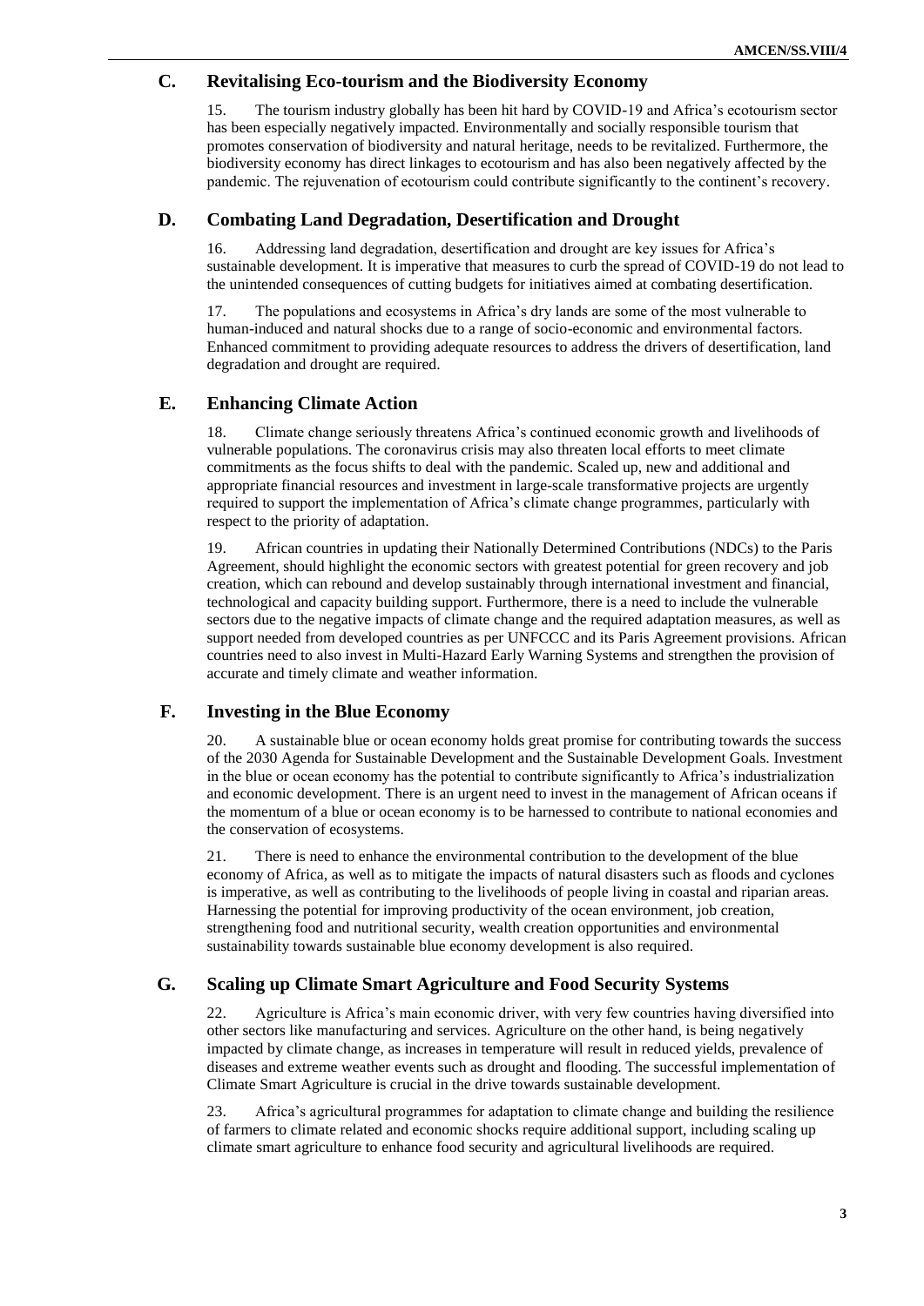## C. Revitalising Eco-tourism and the Biodiversity Economy

15. The tourism industry globally has been hit hard by COVID-19 and Africa's ecotourism sector has been especially negatively impacted. Environmentally and socially responsible tourism that promotes conservation of biodiversity and natural heritage, needs to be revitalized. Furthermore, the biodiversity economy has direct linkages to ecotourism and has also been negatively affected by the pandemic. The rejuvenation of ecotourism could contribute significantly to the continent's recovery.

## D. Combating Land Degradation, Desertification and Drought

16. Addressing land degradation, desertification and drought are key issues for Africa's sustainable development. It is imperative that measures to curb the spread of COVID-19 do not lead to the unintended consequences of cutting budgets for initiatives aimed at combating desertification.

17. The populations and ecosystems in Africa's dry lands are some of the most vulnerable to human-induced and natural shocks due to a range of socio-economic and environmental factors. Enhanced commitment to providing adequate resources to address the drivers of desertification, land degradation and drought are required.

## E. Enhancing Climate Action

18. Climate change seriously threatens Africa's continued economic growth and livelihoods of vulnerable populations. The coronavirus crisis may also threaten local efforts to meet climate commitments as the focus shifts to deal with the pandemic. Scaled up, new and additional and appropriate financial resources and investment in large-scale transformative projects are urgently required to support the implementation of Africa's climate change programmes, particularly with respect to the priority of adaptation.

19. African countries in updating their Nationally Determined Contributions (NDCs) to the Paris Agreement, should highlight the economic sectors with greatest potential for green recovery and job creation, which can rebound and develop sustainably through international investment and financial, technological and capacity building support. Furthermore, there is a need to include the vulnerable sectors due to the negative impacts of climate change and the required adaptation measures, as well as support needed from developed countries as per UNFCCC and its Paris Agreement provisions. African countries need to also invest in Multi-Hazard Early Warning Systems and strengthen the provision of accurate and timely climate and weather information.

## F. Investing in the Blue Economy

20. A sustainable blue or ocean economy holds great promise for contributing towards the success of the 2030 Agenda for Sustainable Development and the Sustainable Development Goals. Investment in the blue or ocean economy has the potential to contribute significantly to Africa's industrialization and economic development. There is an urgent need to invest in the management of African oceans if the momentum of a blue or ocean economy is to be harnessed to contribute to national economies and the conservation of ecosystems.

21. There is need to enhance the environmental contribution to the development of the blue economy of Africa, as well as to mitigate the impacts of natural disasters such as floods and cyclones is imperative, as well as contributing to the livelihoods of people living in coastal and riparian areas. Harnessing the potential for improving productivity of the ocean environment, job creation, strengthening food and nutritional security, wealth creation opportunities and environmental sustainability towards sustainable blue economy development is also required.

## G. Scaling up Climate Smart Agriculture and Food Security Systems

22. Agriculture is Africa's main economic driver, with very few countries having diversified into other sectors like manufacturing and services. Agriculture on the other hand, is being negatively impacted by climate change, as increases in temperature will result in reduced yields, prevalence of diseases and extreme weather events such as drought and flooding. The successful implementation of Climate Smart Agriculture is crucial in the drive towards sustainable development.

23. Africa's agricultural programmes for adaptation to climate change and building the resilience of farmers to climate related and economic shocks require additional support, including scaling up climate smart agriculture to enhance food security and agricultural livelihoods are required.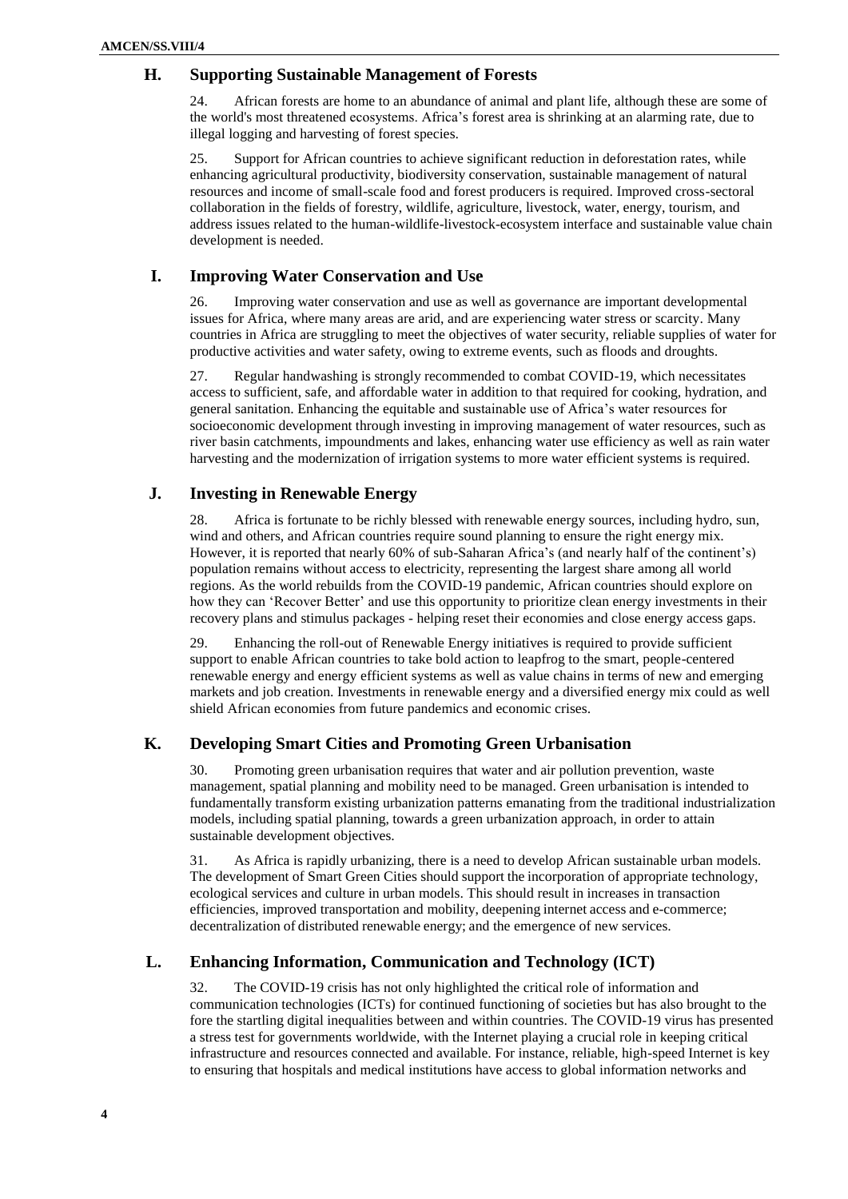## H. Supporting Sustainable Management of Forests

24. African forests are home to an abundance of animal and plant life, although these are some of the world's most threatened ecosystems. Africa's forest area is shrinking at an alarming rate, due to illegal logging and harvesting of forest species.

25. Support for African countries to achieve significant reduction in deforestation rates, while enhancing agricultural productivity, biodiversity conservation, sustainable management of natural resources and income of small-scale food and forest producers is required. Improved cross-sectoral collaboration in the fields of forestry, wildlife, agriculture, livestock, water, energy, tourism, and address issues related to the human-wildlife-livestock-ecosystem interface and sustainable value chain development is needed.

## I. Improving Water Conservation and Use

26. Improving water conservation and use as well as governance are important developmental issues for Africa, where many areas are arid, and are experiencing water stress or scarcity. Many countries in Africa are struggling to meet the objectives of water security, reliable supplies of water for productive activities and water safety, owing to extreme events, such as floods and droughts.

27. Regular handwashing is strongly recommended to combat COVID-19, which necessitates access to sufficient, safe, and affordable water in addition to that required for cooking, hydration, and general sanitation. Enhancing the equitable and sustainable use of Africa's water resources for socioeconomic development through investing in improving management of water resources, such as river basin catchments, impoundments and lakes, enhancing water use efficiency as well as rain water harvesting and the modernization of irrigation systems to more water efficient systems is required.

## J. Investing in Renewable Energy

28. Africa is fortunate to be richly blessed with renewable energy sources, including hydro, sun, wind and others, and African countries require sound planning to ensure the right energy mix. However, it is reported that nearly 60% of sub-Saharan Africa's (and nearly half of the continent's) population remains without access to electricity, representing the largest share among all world regions. As the world rebuilds from the COVID-19 pandemic, African countries should explore on how they can 'Recover Better' and use this opportunity to prioritize clean energy investments in their recovery plans and stimulus packages - helping reset their economies and close energy access gaps.

29. Enhancing the roll-out of Renewable Energy initiatives is required to provide sufficient support to enable African countries to take bold action to leapfrog to the smart, people-centered renewable energy and energy efficient systems as well as value chains in terms of new and emerging markets and job creation. Investments in renewable energy and a diversified energy mix could as well shield African economies from future pandemics and economic crises.

## K. Developing Smart Cities and Promoting Green Urbanisation

30. Promoting green urbanisation requires that water and air pollution prevention, waste management, spatial planning and mobility need to be managed. Green urbanisation is intended to fundamentally transform existing urbanization patterns emanating from the traditional industrialization models, including spatial planning, towards a green urbanization approach, in order to attain sustainable development objectives.

31. As Africa is rapidly urbanizing, there is a need to develop African sustainable urban models. The development of Smart Green Cities should support the incorporation of appropriate technology, ecological services and culture in urban models. This should result in increases in transaction efficiencies, improved transportation and mobility, deepening internet access and e-commerce; decentralization of distributed renewable energy; and the emergence of new services.

## L. Enhancing Information, Communication and Technology (ICT)

32. The COVID-19 crisis has not only highlighted the critical role of information and communication technologies (ICTs) for continued functioning of societies but has also brought to the fore the startling digital inequalities between and within countries. The COVID-19 virus has presented a stress test for governments worldwide, with the Internet playing a crucial role in keeping critical infrastructure and resources connected and available. For instance, reliable, high-speed Internet is key to ensuring that hospitals and medical institutions have access to global information networks and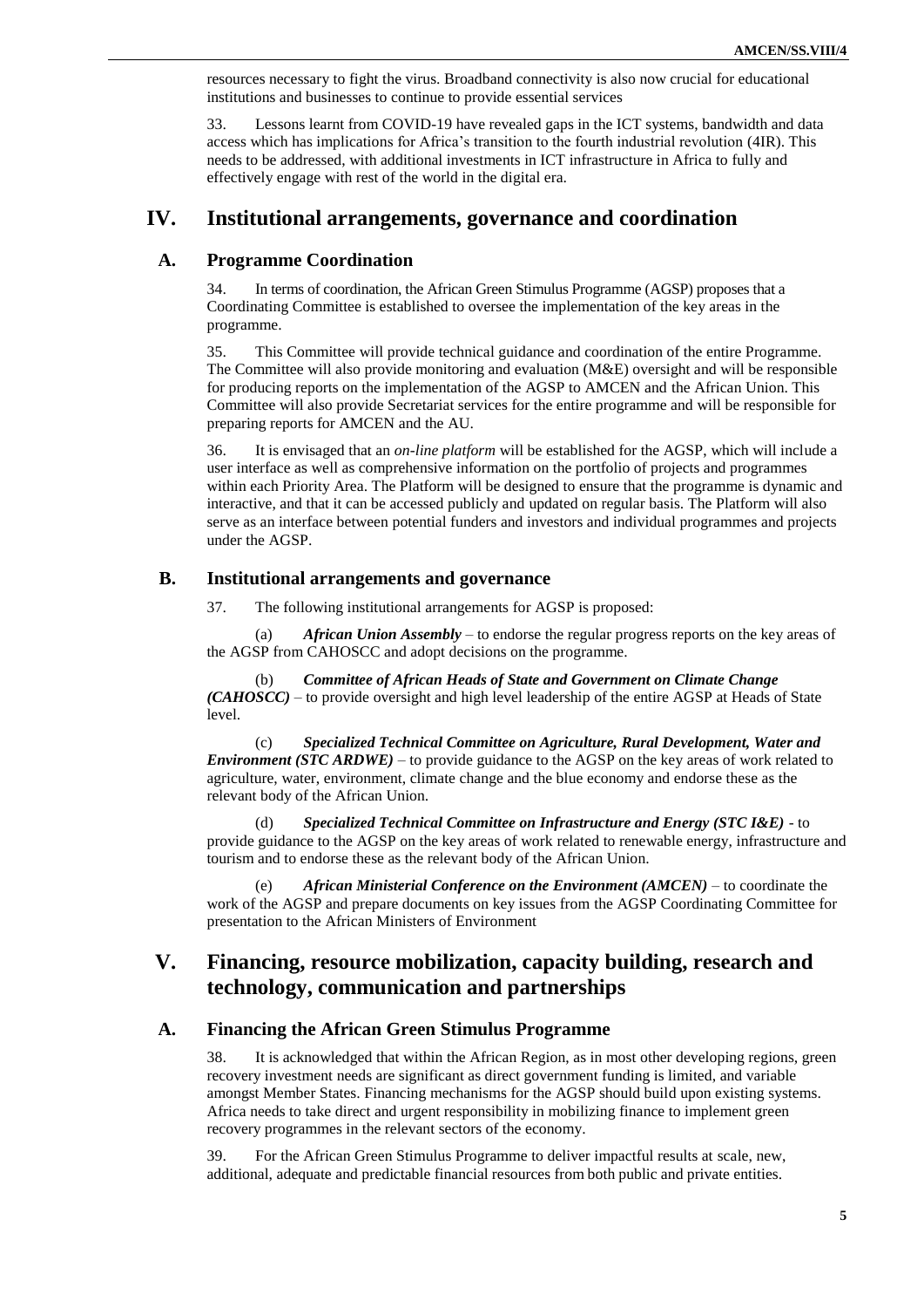resources necessary to fight the virus. Broadband connectivity is also now crucial for educational institutions and businesses to continue to provide essential services

33. Lessons learnt from COVID-19 have revealed gaps in the ICT systems, bandwidth and data access which has implications for Africa's transition to the fourth industrial revolution (4IR). This needs to be addressed, with additional investments in ICT infrastructure in Africa to fully and effectively engage with rest of the world in the digital era.

# IV. Institutional arrangements, governance and coordination

## A. Programme Coordination

34. In terms of coordination, the African Green Stimulus Programme (AGSP) proposes that a Coordinating Committee is established to oversee the implementation of the key areas in the programme.

35. This Committee will provide technical guidance and coordination of the entire Programme. The Committee will also provide monitoring and evaluation (M&E) oversight and will be responsible for producing reports on the implementation of the AGSP to AMCEN and the African Union. This Committee will also provide Secretariat services for the entire programme and will be responsible for preparing reports for AMCEN and the AU.

36. It is envisaged that an *on-line platform* will be established for the AGSP, which will include a user interface as well as comprehensive information on the portfolio of projects and programmes within each Priority Area. The Platform will be designed to ensure that the programme is dynamic and interactive, and that it can be accessed publicly and updated on regular basis. The Platform will also serve as an interface between potential funders and investors and individual programmes and projects under the AGSP.

## B. Institutional arrangements and governance

37. The following institutional arrangements for AGSP is proposed:

(a) ***African Union Assembly*** – to endorse the regular progress reports on the key areas of the AGSP from CAHOSCC and adopt decisions on the programme.

(b) ***Committee of African Heads of State and Government on Climate Change (CAHOSCC)*** – to provide oversight and high level leadership of the entire AGSP at Heads of State level.

(c) ***Specialized Technical Committee on Agriculture, Rural Development, Water and Environment (STC ARDWE)*** – to provide guidance to the AGSP on the key areas of work related to agriculture, water, environment, climate change and the blue economy and endorse these as the relevant body of the African Union.

(d) ***Specialized Technical Committee on Infrastructure and Energy (STC I&E)*** - to provide guidance to the AGSP on the key areas of work related to renewable energy, infrastructure and tourism and to endorse these as the relevant body of the African Union.

(e) ***African Ministerial Conference on the Environment (AMCEN)*** – to coordinate the work of the AGSP and prepare documents on key issues from the AGSP Coordinating Committee for presentation to the African Ministers of Environment

# V. Financing, resource mobilization, capacity building, research and technology, communication and partnerships

## A. Financing the African Green Stimulus Programme

38. It is acknowledged that within the African Region, as in most other developing regions, green recovery investment needs are significant as direct government funding is limited, and variable amongst Member States. Financing mechanisms for the AGSP should build upon existing systems. Africa needs to take direct and urgent responsibility in mobilizing finance to implement green recovery programmes in the relevant sectors of the economy.

39. For the African Green Stimulus Programme to deliver impactful results at scale, new, additional, adequate and predictable financial resources from both public and private entities.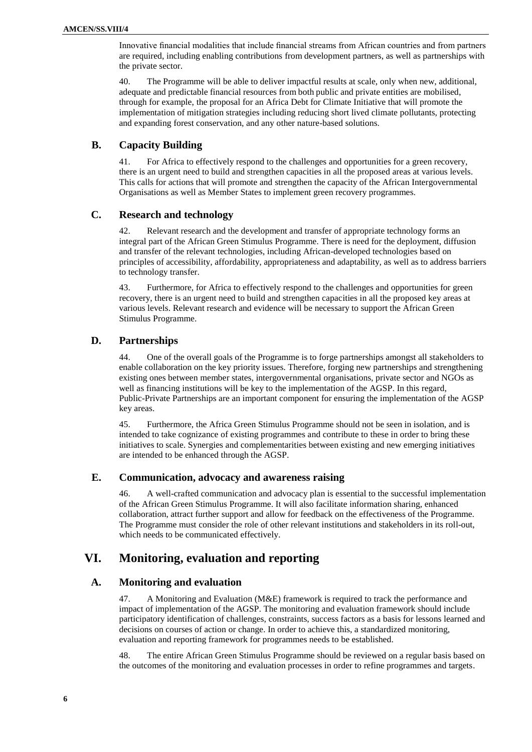Innovative financial modalities that include financial streams from African countries and from partners are required, including enabling contributions from development partners, as well as partnerships with the private sector.

40. The Programme will be able to deliver impactful results at scale, only when new, additional, adequate and predictable financial resources from both public and private entities are mobilised, through for example, the proposal for an Africa Debt for Climate Initiative that will promote the implementation of mitigation strategies including reducing short lived climate pollutants, protecting and expanding forest conservation, and any other nature-based solutions.

## B. Capacity Building

41. For Africa to effectively respond to the challenges and opportunities for a green recovery, there is an urgent need to build and strengthen capacities in all the proposed areas at various levels. This calls for actions that will promote and strengthen the capacity of the African Intergovernmental Organisations as well as Member States to implement green recovery programmes.

## C. Research and technology

42. Relevant research and the development and transfer of appropriate technology forms an integral part of the African Green Stimulus Programme. There is need for the deployment, diffusion and transfer of the relevant technologies, including African-developed technologies based on principles of accessibility, affordability, appropriateness and adaptability, as well as to address barriers to technology transfer.

43. Furthermore, for Africa to effectively respond to the challenges and opportunities for green recovery, there is an urgent need to build and strengthen capacities in all the proposed key areas at various levels. Relevant research and evidence will be necessary to support the African Green Stimulus Programme.

## D. Partnerships

44. One of the overall goals of the Programme is to forge partnerships amongst all stakeholders to enable collaboration on the key priority issues. Therefore, forging new partnerships and strengthening existing ones between member states, intergovernmental organisations, private sector and NGOs as well as financing institutions will be key to the implementation of the AGSP. In this regard, Public-Private Partnerships are an important component for ensuring the implementation of the AGSP key areas.

45. Furthermore, the Africa Green Stimulus Programme should not be seen in isolation, and is intended to take cognizance of existing programmes and contribute to these in order to bring these initiatives to scale. Synergies and complementarities between existing and new emerging initiatives are intended to be enhanced through the AGSP.

## E. Communication, advocacy and awareness raising

46. A well-crafted communication and advocacy plan is essential to the successful implementation of the African Green Stimulus Programme. It will also facilitate information sharing, enhanced collaboration, attract further support and allow for feedback on the effectiveness of the Programme. The Programme must consider the role of other relevant institutions and stakeholders in its roll-out, which needs to be communicated effectively.

# VI. Monitoring, evaluation and reporting

## A. Monitoring and evaluation

47. A Monitoring and Evaluation (M&E) framework is required to track the performance and impact of implementation of the AGSP. The monitoring and evaluation framework should include participatory identification of challenges, constraints, success factors as a basis for lessons learned and decisions on courses of action or change. In order to achieve this, a standardized monitoring, evaluation and reporting framework for programmes needs to be established.

48. The entire African Green Stimulus Programme should be reviewed on a regular basis based on the outcomes of the monitoring and evaluation processes in order to refine programmes and targets.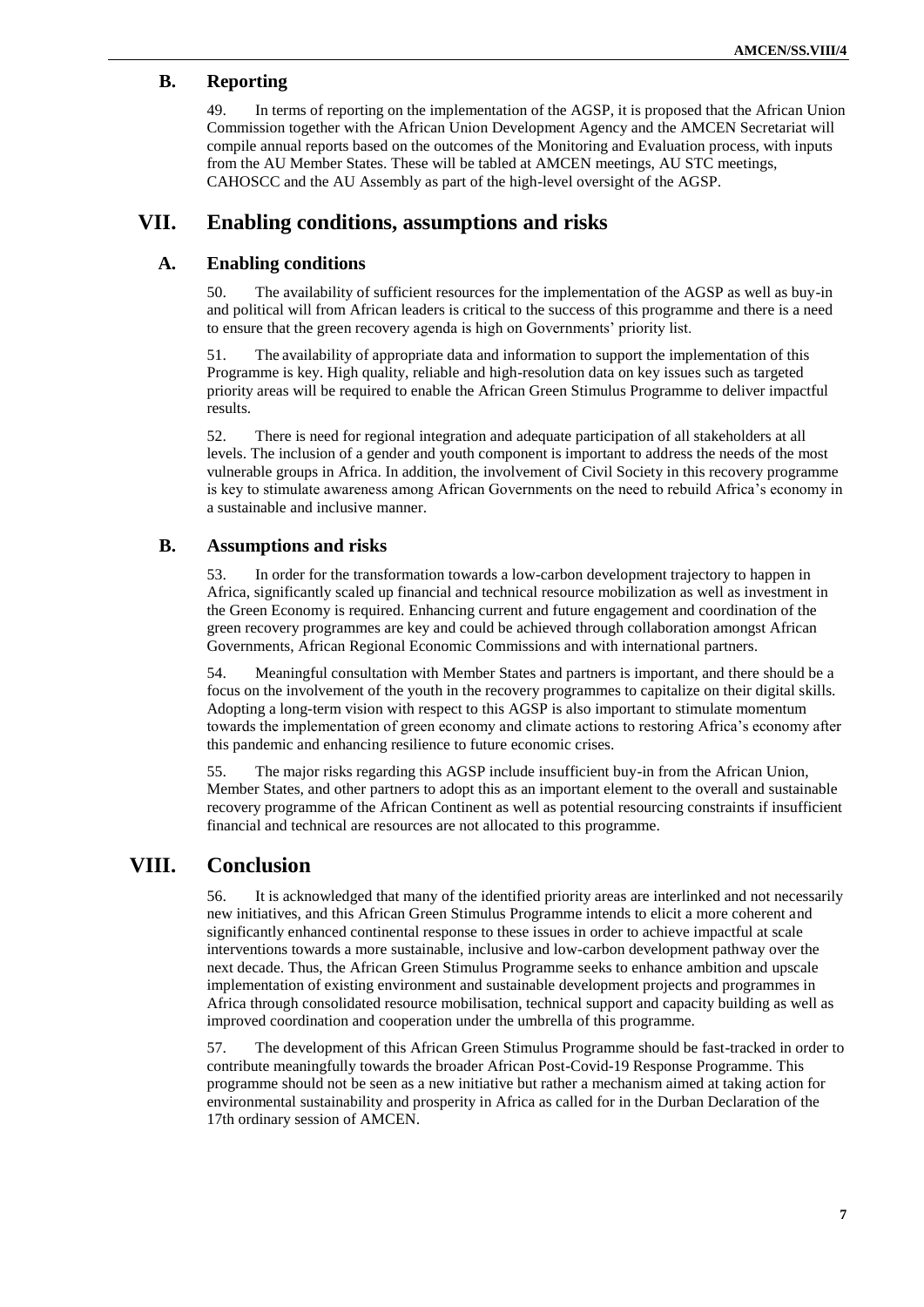### B. Reporting

49. In terms of reporting on the implementation of the AGSP, it is proposed that the African Union Commission together with the African Union Development Agency and the AMCEN Secretariat will compile annual reports based on the outcomes of the Monitoring and Evaluation process, with inputs from the AU Member States. These will be tabled at AMCEN meetings, AU STC meetings, CAHOSCC and the AU Assembly as part of the high-level oversight of the AGSP.

## VII. Enabling conditions, assumptions and risks

### A. Enabling conditions

50. The availability of sufficient resources for the implementation of the AGSP as well as buy-in and political will from African leaders is critical to the success of this programme and there is a need to ensure that the green recovery agenda is high on Governments' priority list.

51. The availability of appropriate data and information to support the implementation of this Programme is key. High quality, reliable and high-resolution data on key issues such as targeted priority areas will be required to enable the African Green Stimulus Programme to deliver impactful results.

52. There is need for regional integration and adequate participation of all stakeholders at all levels. The inclusion of a gender and youth component is important to address the needs of the most vulnerable groups in Africa. In addition, the involvement of Civil Society in this recovery programme is key to stimulate awareness among African Governments on the need to rebuild Africa's economy in a sustainable and inclusive manner.

### B. Assumptions and risks

53. In order for the transformation towards a low-carbon development trajectory to happen in Africa, significantly scaled up financial and technical resource mobilization as well as investment in the Green Economy is required. Enhancing current and future engagement and coordination of the green recovery programmes are key and could be achieved through collaboration amongst African Governments, African Regional Economic Commissions and with international partners.

54. Meaningful consultation with Member States and partners is important, and there should be a focus on the involvement of the youth in the recovery programmes to capitalize on their digital skills. Adopting a long-term vision with respect to this AGSP is also important to stimulate momentum towards the implementation of green economy and climate actions to restoring Africa's economy after this pandemic and enhancing resilience to future economic crises.

55. The major risks regarding this AGSP include insufficient buy-in from the African Union, Member States, and other partners to adopt this as an important element to the overall and sustainable recovery programme of the African Continent as well as potential resourcing constraints if insufficient financial and technical are resources are not allocated to this programme.

## VIII. Conclusion

56. It is acknowledged that many of the identified priority areas are interlinked and not necessarily new initiatives, and this African Green Stimulus Programme intends to elicit a more coherent and significantly enhanced continental response to these issues in order to achieve impactful at scale interventions towards a more sustainable, inclusive and low-carbon development pathway over the next decade. Thus, the African Green Stimulus Programme seeks to enhance ambition and upscale implementation of existing environment and sustainable development projects and programmes in Africa through consolidated resource mobilisation, technical support and capacity building as well as improved coordination and cooperation under the umbrella of this programme.

57. The development of this African Green Stimulus Programme should be fast-tracked in order to contribute meaningfully towards the broader African Post-Covid-19 Response Programme. This programme should not be seen as a new initiative but rather a mechanism aimed at taking action for environmental sustainability and prosperity in Africa as called for in the Durban Declaration of the 17th ordinary session of AMCEN.